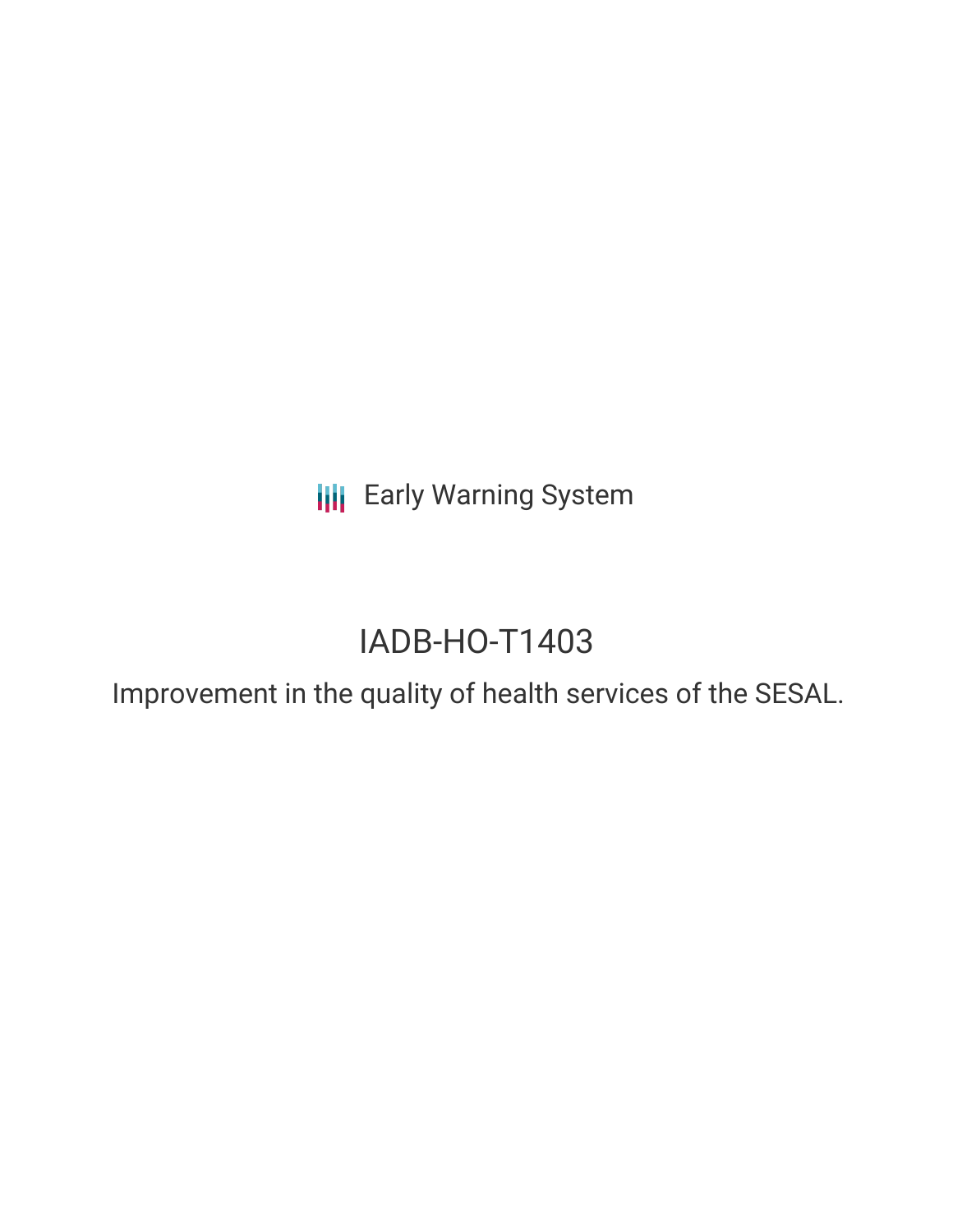Early Warning System

# IADB-HO-T1403

## Improvement in the quality of health services of the SESAL.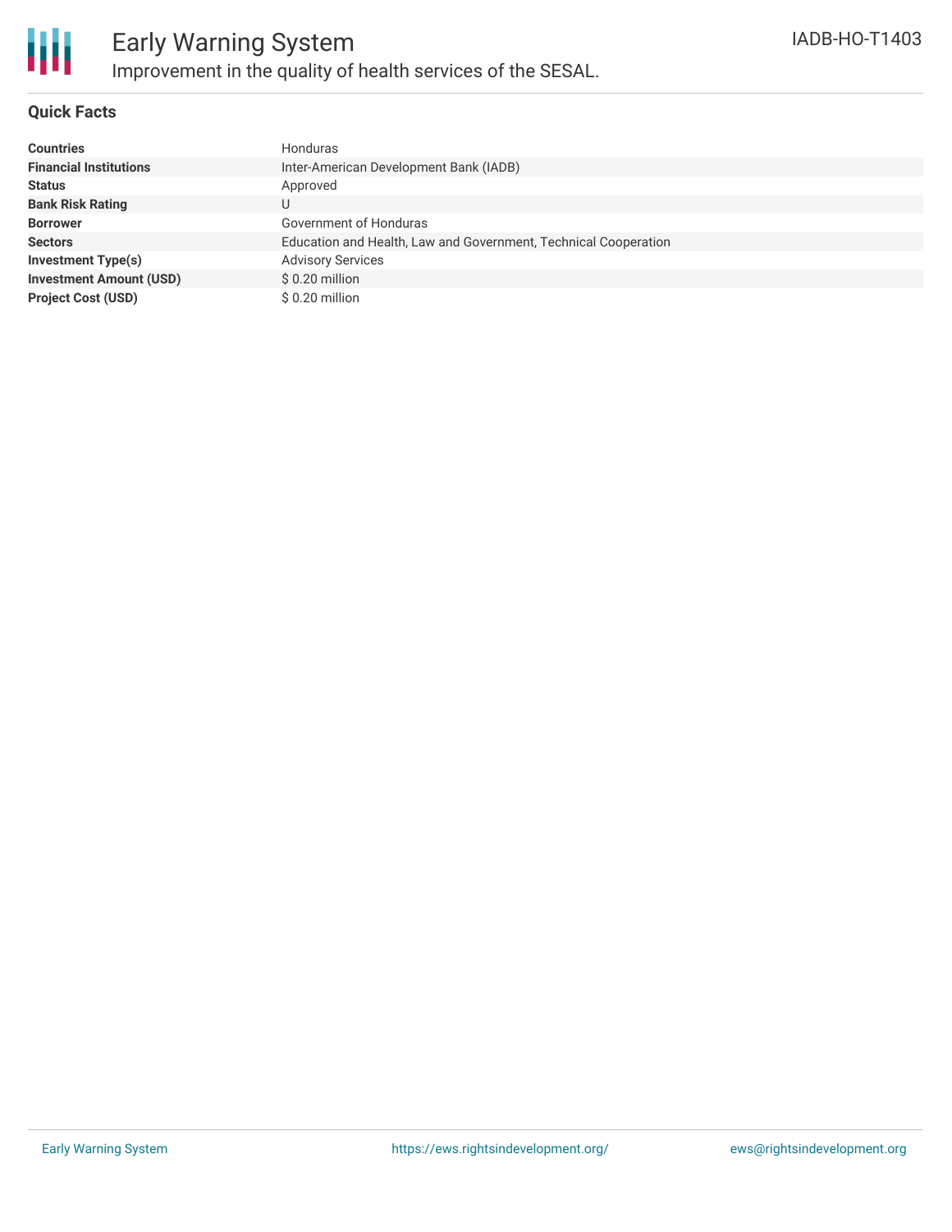# Early Warning System

## Improvement in the quality of health services of the SESAL.

IADB-HO-T1403

### Quick Facts

| | |
|---|---|
| **Countries** | Honduras |
| **Financial Institutions** | Inter-American Development Bank (IADB) |
| **Status** | Approved |
| **Bank Risk Rating** | U |
| **Borrower** | Government of Honduras |
| **Sectors** | Education and Health, Law and Government, Technical Cooperation |
| **Investment Type(s)** | Advisory Services |
| **Investment Amount (USD)** | $ 0.20 million |
| **Project Cost (USD)** | $ 0.20 million |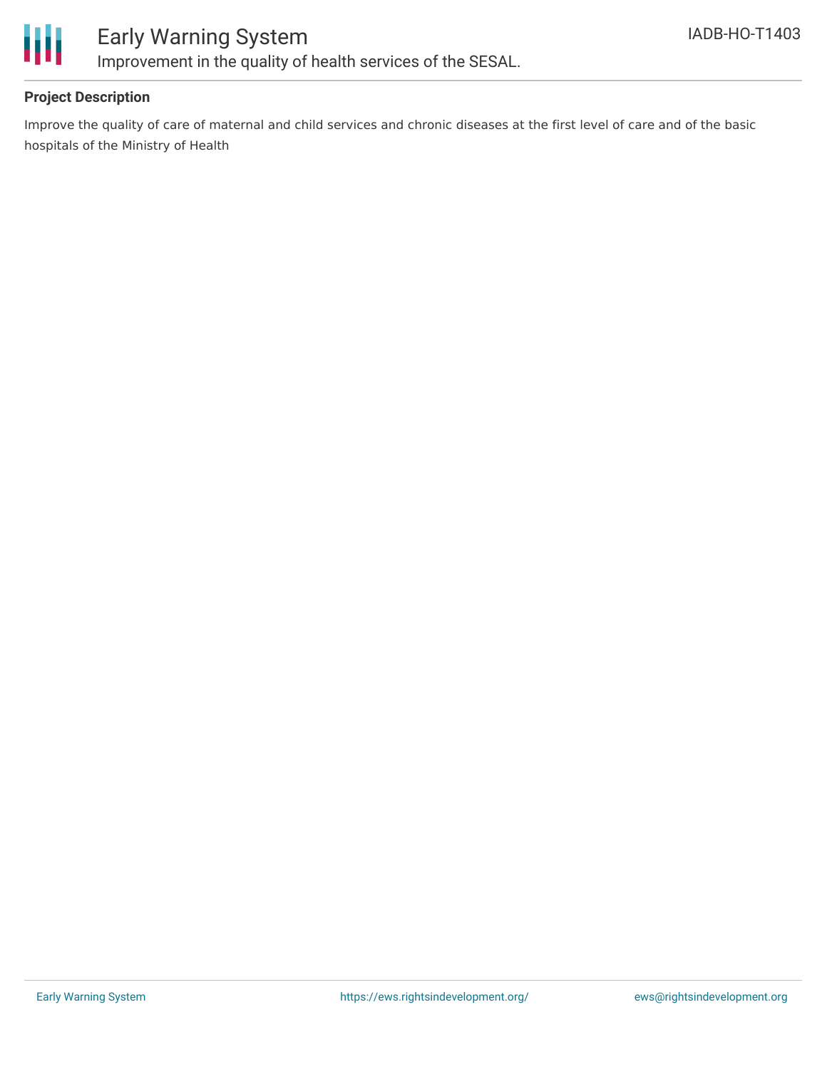# Early Warning System

## Improvement in the quality of health services of the SESAL.

IADB-HO-T1403

### Project Description

Improve the quality of care of maternal and child services and chronic diseases at the first level of care and of the basic hospitals of the Ministry of Health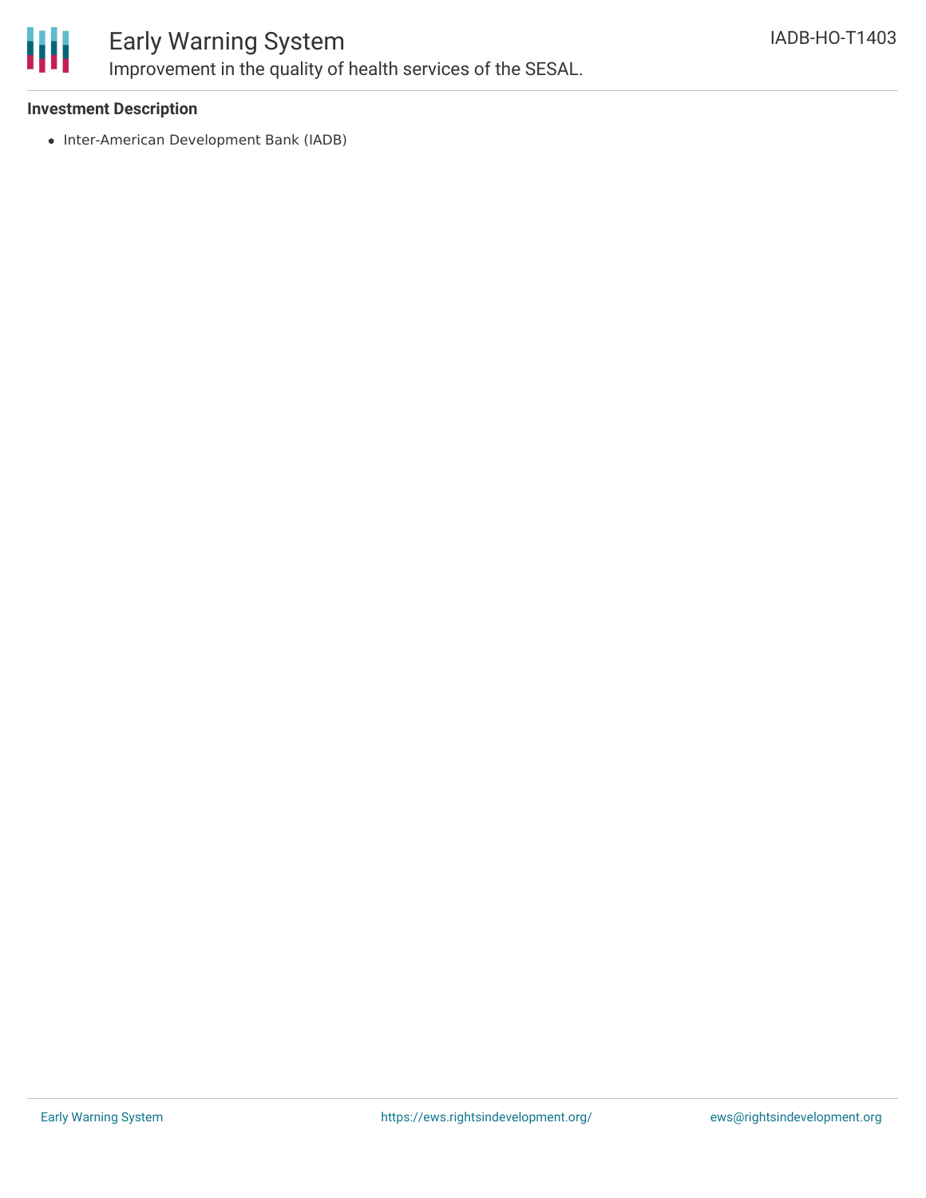### Investment Description

- Inter-American Development Bank (IADB)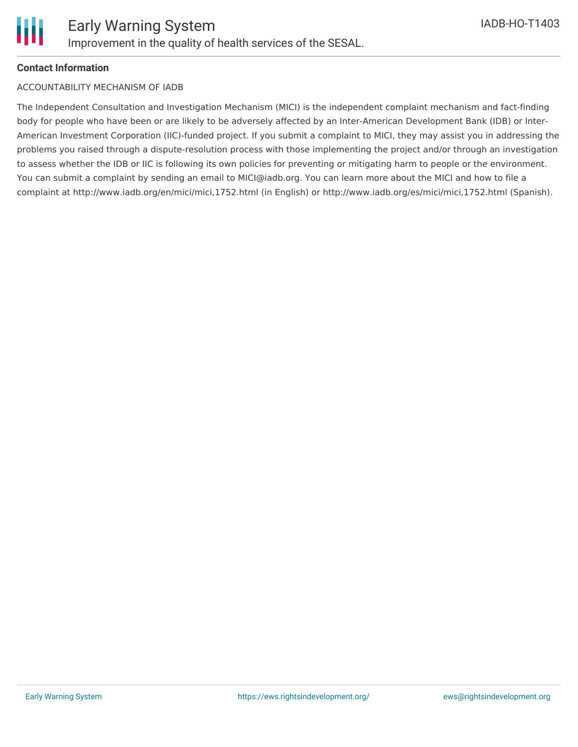**Contact Information**

ACCOUNTABILITY MECHANISM OF IADB

The Independent Consultation and Investigation Mechanism (MICI) is the independent complaint mechanism and fact-finding body for people who have been or are likely to be adversely affected by an Inter-American Development Bank (IDB) or Inter-American Investment Corporation (IIC)-funded project. If you submit a complaint to MICI, they may assist you in addressing the problems you raised through a dispute-resolution process with those implementing the project and/or through an investigation to assess whether the IDB or IIC is following its own policies for preventing or mitigating harm to people or the environment. You can submit a complaint by sending an email to MICI@iadb.org. You can learn more about the MICI and how to file a complaint at http://www.iadb.org/en/mici/mici,1752.html (in English) or http://www.iadb.org/es/mici/mici,1752.html (Spanish).